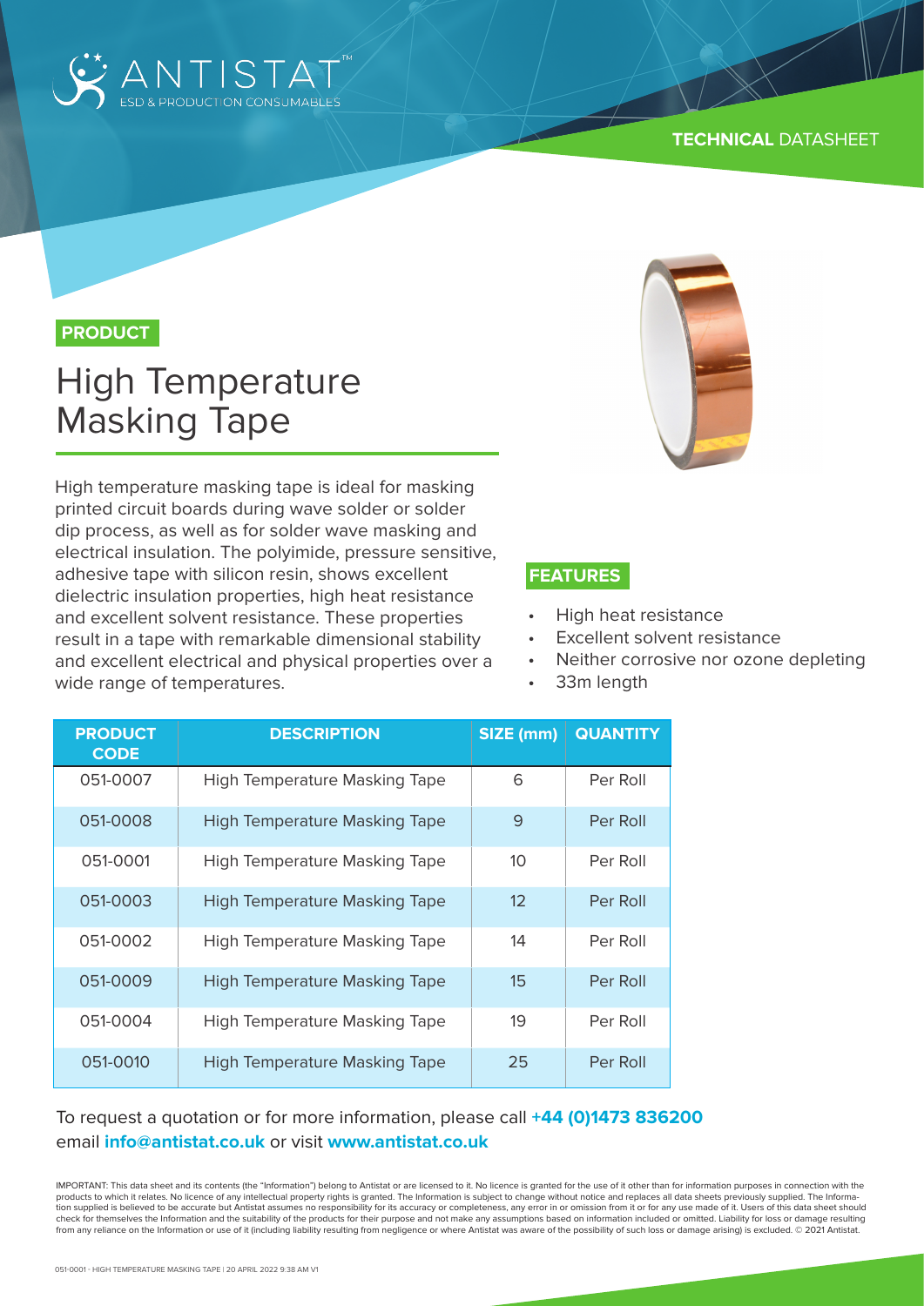ANTISTAT™
ESD & PRODUCTION CONSUMABLES

**TECHNICAL** DATASHEET

**PRODUCT**

# High Temperature Masking Tape

High temperature masking tape is ideal for masking printed circuit boards during wave solder or solder dip process, as well as for solder wave masking and electrical insulation. The polyimide, pressure sensitive, adhesive tape with silicon resin, shows excellent dielectric insulation properties, high heat resistance and excellent solvent resistance. These properties result in a tape with remarkable dimensional stability and excellent electrical and physical properties over a wide range of temperatures.

**FEATURES**

- High heat resistance
- Excellent solvent resistance
- Neither corrosive nor ozone depleting
- 33m length

| PRODUCT CODE | DESCRIPTION | SIZE (mm) | QUANTITY |
|---|---|---|---|
| 051-0007 | High Temperature Masking Tape | 6 | Per Roll |
| 051-0008 | High Temperature Masking Tape | 9 | Per Roll |
| 051-0001 | High Temperature Masking Tape | 10 | Per Roll |
| 051-0003 | High Temperature Masking Tape | 12 | Per Roll |
| 051-0002 | High Temperature Masking Tape | 14 | Per Roll |
| 051-0009 | High Temperature Masking Tape | 15 | Per Roll |
| 051-0004 | High Temperature Masking Tape | 19 | Per Roll |
| 051-0010 | High Temperature Masking Tape | 25 | Per Roll |

To request a quotation or for more information, please call **+44 (0)1473 836200** email **info@antistat.co.uk** or visit **www.antistat.co.uk**

IMPORTANT: This data sheet and its contents (the "Information") belong to Antistat or are licensed to it. No licence is granted for the use of it other than for information purposes in connection with the products to which it relates. No licence of any intellectual property rights is granted. The Information is subject to change without notice and replaces all data sheets previously supplied. The Information supplied is believed to be accurate but Antistat assumes no responsibility for its accuracy or completeness, any error in or omission from it or for any use made of it. Users of this data sheet should check for themselves the Information and the suitability of the products for their purpose and not make any assumptions based on information included or omitted. Liability for loss or damage resulting from any reliance on the Information or use of it (including liability resulting from negligence or where Antistat was aware of the possibility of such loss or damage arising) is excluded. © 2021 Antistat.

051-0001 - HIGH TEMPERATURE MASKING TAPE | 20 APRIL 2022 9:38 AM V1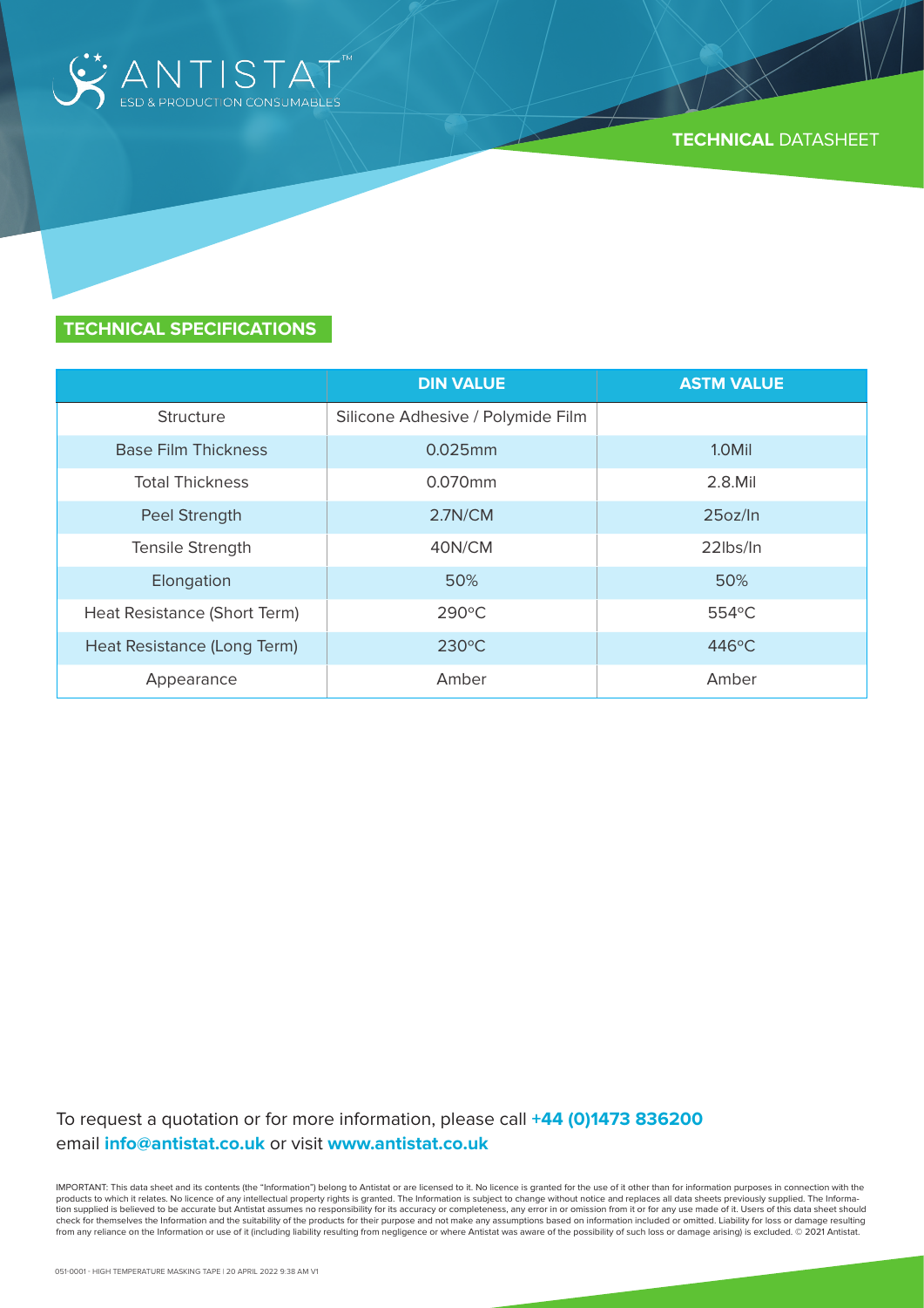ANTISTAT™
ESD & PRODUCTION CONSUMABLES

**TECHNICAL** DATASHEET

## TECHNICAL SPECIFICATIONS

| | DIN VALUE | ASTM VALUE |
|---|---|---|
| Structure | Silicone Adhesive / Polymide Film | |
| Base Film Thickness | 0.025mm | 1.0Mil |
| Total Thickness | 0.070mm | 2.8.Mil |
| Peel Strength | 2.7N/CM | 25oz/In |
| Tensile Strength | 40N/CM | 22lbs/In |
| Elongation | 50% | 50% |
| Heat Resistance (Short Term) | 290°C | 554°C |
| Heat Resistance (Long Term) | 230°C | 446°C |
| Appearance | Amber | Amber |

To request a quotation or for more information, please call **+44 (0)1473 836200**
email **info@antistat.co.uk** or visit **www.antistat.co.uk**

IMPORTANT: This data sheet and its contents (the "Information") belong to Antistat or are licensed to it. No licence is granted for the use of it other than for information purposes in connection with the products to which it relates. No licence of any intellectual property rights is granted. The Information is subject to change without notice and replaces all data sheets previously supplied. The Information supplied is believed to be accurate but Antistat assumes no responsibility for its accuracy or completeness, any error in or omission from it or for any use made of it. Users of this data sheet should check for themselves the Information and the suitability of the products for their purpose and not make any assumptions based on information included or omitted. Liability for loss or damage resulting from any reliance on the Information or use of it (including liability resulting from negligence or where Antistat was aware of the possibility of such loss or damage arising) is excluded. © 2021 Antistat.

051-0001 - HIGH TEMPERATURE MASKING TAPE | 20 APRIL 2022 9:38 AM V1